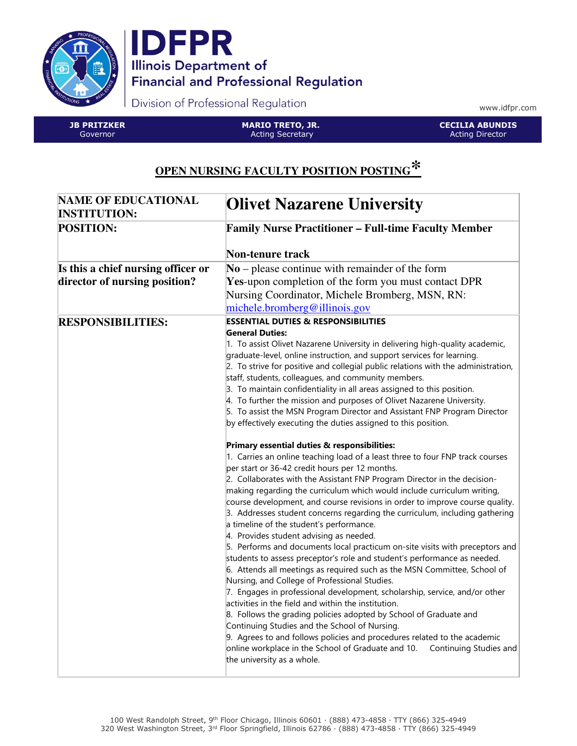# IDFPR

Illinois Department of Financial and Professional Regulation

Division of Professional Regulation

www.idfpr.com

**JB PRITZKER** Governor | **MARIO TRETO, JR.** Acting Secretary | **CECILIA ABUNDIS** Acting Director

## OPEN NURSING FACULTY POSITION POSTING*

| | |
|---|---|
| **NAME OF EDUCATIONAL INSTITUTION:** | **Olivet Nazarene University** |
| **POSITION:** | **Family Nurse Practitioner – Full-time Faculty Member**<br><br>**Non-tenure track** |
| **Is this a chief nursing officer or director of nursing position?** | **No** – please continue with remainder of the form<br>**Yes**-upon completion of the form you must contact DPR Nursing Coordinator, Michele Bromberg, MSN, RN: michele.bromberg@illinois.gov |
| **RESPONSIBILITIES:** | **ESSENTIAL DUTIES & RESPONSIBILITIES**<br>**General Duties:**<br>1. To assist Olivet Nazarene University in delivering high-quality academic, graduate-level, online instruction, and support services for learning.<br>2. To strive for positive and collegial public relations with the administration, staff, students, colleagues, and community members.<br>3. To maintain confidentiality in all areas assigned to this position.<br>4. To further the mission and purposes of Olivet Nazarene University.<br>5. To assist the MSN Program Director and Assistant FNP Program Director by effectively executing the duties assigned to this position.<br><br>**Primary essential duties & responsibilities:**<br>1. Carries an online teaching load of a least three to four FNP track courses per start or 36-42 credit hours per 12 months.<br>2. Collaborates with the Assistant FNP Program Director in the decision-making regarding the curriculum which would include curriculum writing, course development, and course revisions in order to improve course quality.<br>3. Addresses student concerns regarding the curriculum, including gathering a timeline of the student's performance.<br>4. Provides student advising as needed.<br>5. Performs and documents local practicum on-site visits with preceptors and students to assess preceptor's role and student's performance as needed.<br>6. Attends all meetings as required such as the MSN Committee, School of Nursing, and College of Professional Studies.<br>7. Engages in professional development, scholarship, service, and/or other activities in the field and within the institution.<br>8. Follows the grading policies adopted by School of Graduate and Continuing Studies and the School of Nursing.<br>9. Agrees to and follows policies and procedures related to the academic online workplace in the School of Graduate and 10. Continuing Studies and the university as a whole. |

100 West Randolph Street, 9th Floor Chicago, Illinois 60601 · (888) 473-4858 · TTY (866) 325-4949
320 West Washington Street, 3rd Floor Springfield, Illinois 62786 · (888) 473-4858 · TTY (866) 325-4949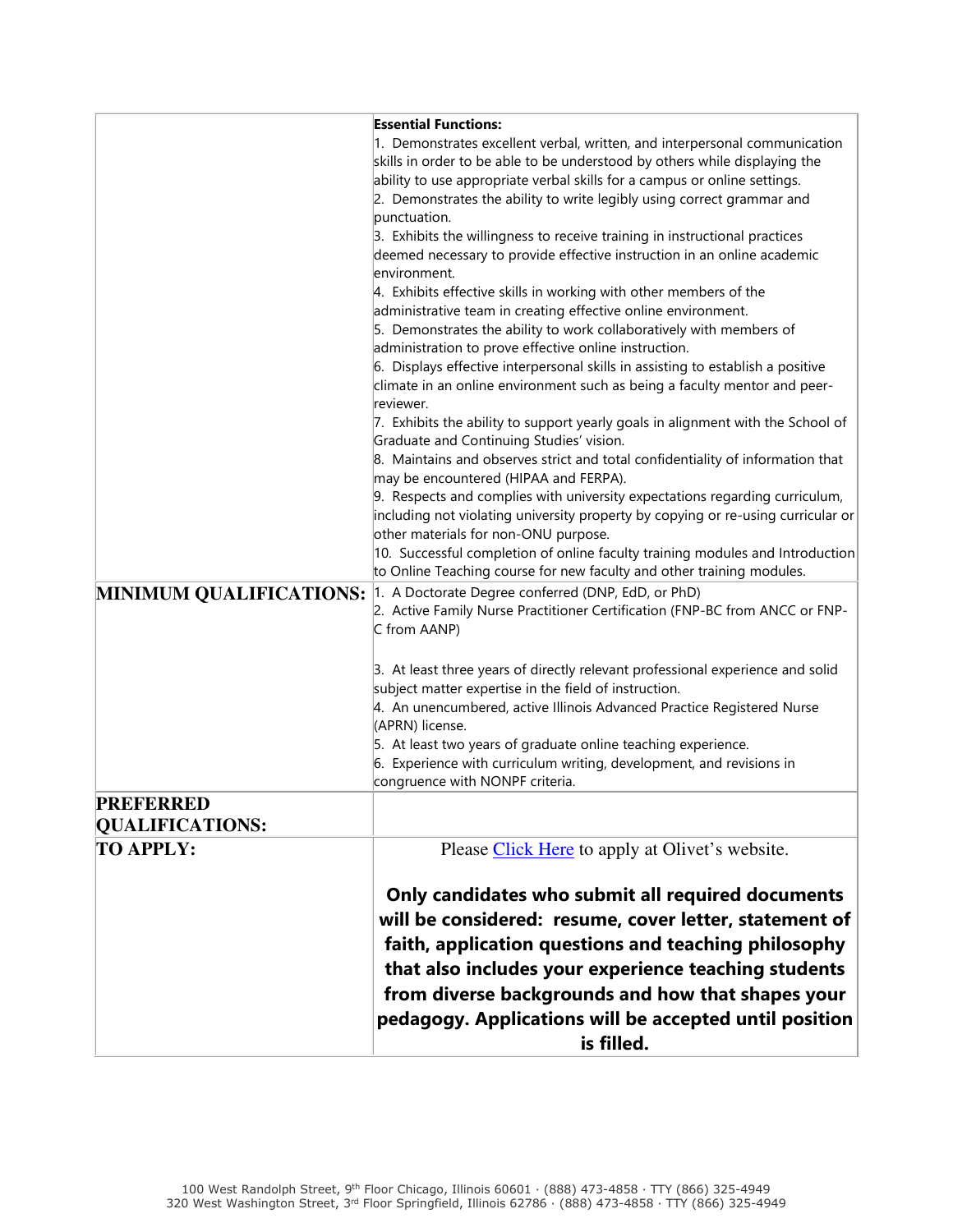| | |
|---|---|
| | **Essential Functions:**<br>1. Demonstrates excellent verbal, written, and interpersonal communication skills in order to be able to be understood by others while displaying the ability to use appropriate verbal skills for a campus or online settings.<br>2. Demonstrates the ability to write legibly using correct grammar and punctuation.<br>3. Exhibits the willingness to receive training in instructional practices deemed necessary to provide effective instruction in an online academic environment.<br>4. Exhibits effective skills in working with other members of the administrative team in creating effective online environment.<br>5. Demonstrates the ability to work collaboratively with members of administration to prove effective online instruction.<br>6. Displays effective interpersonal skills in assisting to establish a positive climate in an online environment such as being a faculty mentor and peer-reviewer.<br>7. Exhibits the ability to support yearly goals in alignment with the School of Graduate and Continuing Studies' vision.<br>8. Maintains and observes strict and total confidentiality of information that may be encountered (HIPAA and FERPA).<br>9. Respects and complies with university expectations regarding curriculum, including not violating university property by copying or re-using curricular or other materials for non-ONU purpose.<br>10. Successful completion of online faculty training modules and Introduction to Online Teaching course for new faculty and other training modules. |
| **MINIMUM QUALIFICATIONS:** | 1. A Doctorate Degree conferred (DNP, EdD, or PhD)<br>2. Active Family Nurse Practitioner Certification (FNP-BC from ANCC or FNP-C from AANP)<br><br>3. At least three years of directly relevant professional experience and solid subject matter expertise in the field of instruction.<br>4. An unencumbered, active Illinois Advanced Practice Registered Nurse (APRN) license.<br>5. At least two years of graduate online teaching experience.<br>6. Experience with curriculum writing, development, and revisions in congruence with NONPF criteria. |
| **PREFERRED QUALIFICATIONS:** | |
| **TO APPLY:** | Please Click Here to apply at Olivet's website.<br><br>**Only candidates who submit all required documents will be considered: resume, cover letter, statement of faith, application questions and teaching philosophy that also includes your experience teaching students from diverse backgrounds and how that shapes your pedagogy. Applications will be accepted until position is filled.** |

100 West Randolph Street, 9th Floor Chicago, Illinois 60601 · (888) 473-4858 · TTY (866) 325-4949
320 West Washington Street, 3rd Floor Springfield, Illinois 62786 · (888) 473-4858 · TTY (866) 325-4949